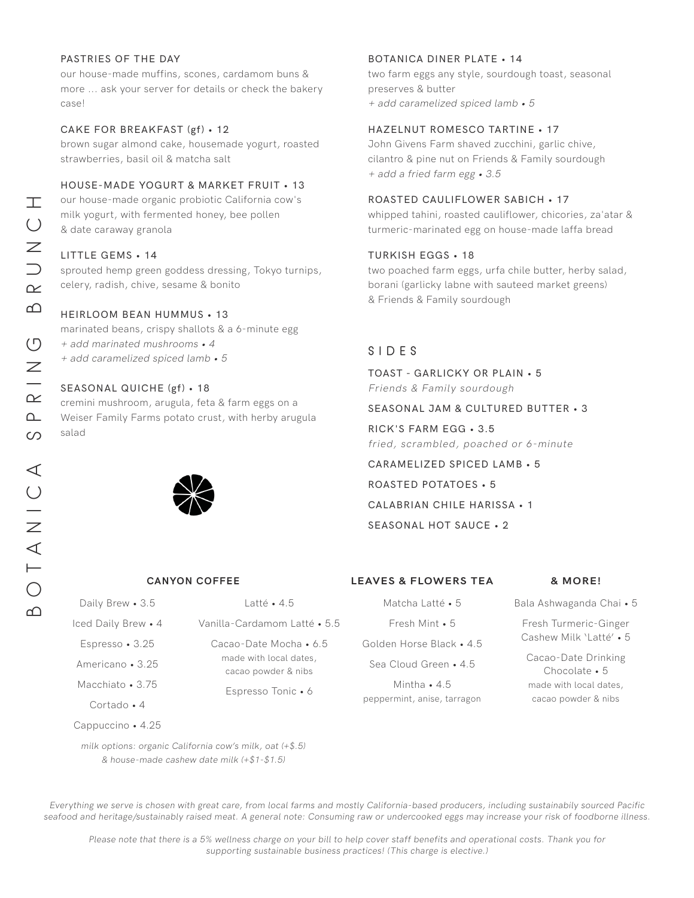# BOTANICA SPRING BRUNCH

**PASTRIES OF THE DAY**
our house-made muffins, scones, cardamom buns & more ... ask your server for details or check the bakery case!

**CAKE FOR BREAKFAST (gf) • 12**
brown sugar almond cake, housemade yogurt, roasted strawberries, basil oil & matcha salt

**HOUSE-MADE YOGURT & MARKET FRUIT • 13**
our house-made organic probiotic California cow's milk yogurt, with fermented honey, bee pollen & date caraway granola

**LITTLE GEMS • 14**
sprouted hemp green goddess dressing, Tokyo turnips, celery, radish, chive, sesame & bonito

**HEIRLOOM BEAN HUMMUS • 13**
marinated beans, crispy shallots & a 6-minute egg
*+ add marinated mushrooms • 4*
*+ add caramelized spiced lamb • 5*

**SEASONAL QUICHE (gf) • 18**
cremini mushroom, arugula, feta & farm eggs on a Weiser Family Farms potato crust, with herby arugula salad

**BOTANICA DINER PLATE • 14**
two farm eggs any style, sourdough toast, seasonal preserves & butter
*+ add caramelized spiced lamb • 5*

**HAZELNUT ROMESCO TARTINE • 17**
John Givens Farm shaved zucchini, garlic chive, cilantro & pine nut on Friends & Family sourdough
*+ add a fried farm egg • 3.5*

**ROASTED CAULIFLOWER SABICH • 17**
whipped tahini, roasted cauliflower, chicories, za'atar & turmeric-marinated egg on house-made laffa bread

**TURKISH EGGS • 18**
two poached farm eggs, urfa chile butter, herby salad, borani (garlicky labne with sauteed market greens) & Friends & Family sourdough

## SIDES

TOAST - GARLICKY OR PLAIN • 5
*Friends & Family sourdough*

SEASONAL JAM & CULTURED BUTTER • 3

RICK'S FARM EGG • 3.5
*fried, scrambled, poached or 6-minute*

CARAMELIZED SPICED LAMB • 5

ROASTED POTATOES • 5

CALABRIAN CHILE HARISSA • 1

SEASONAL HOT SAUCE • 2

## CANYON COFFEE

Daily Brew • 3.5
Iced Daily Brew • 4
Espresso • 3.25
Americano • 3.25
Macchiato • 3.75
Cortado • 4
Cappuccino • 4.25
Latté • 4.5
Vanilla-Cardamom Latté • 5.5
Cacao-Date Mocha • 6.5
made with local dates, cacao powder & nibs
Espresso Tonic • 6

*milk options: organic California cow's milk, oat (+$.5) & house-made cashew date milk (+$1-$1.5)*

## LEAVES & FLOWERS TEA

Matcha Latté • 5
Fresh Mint • 5
Golden Horse Black • 4.5
Sea Cloud Green • 4.5
Mintha • 4.5
peppermint, anise, tarragon

## & MORE!

Bala Ashwaganda Chai • 5
Fresh Turmeric-Ginger Cashew Milk 'Latté' • 5
Cacao-Date Drinking Chocolate • 5
made with local dates, cacao powder & nibs

*Everything we serve is chosen with great care, from local farms and mostly California-based producers, including sustainabily sourced Pacific seafood and heritage/sustainably raised meat. A general note: Consuming raw or undercooked eggs may increase your risk of foodborne illness.*

*Please note that there is a 5% wellness charge on your bill to help cover staff benefits and operational costs. Thank you for supporting sustainable business practices! (This charge is elective.)*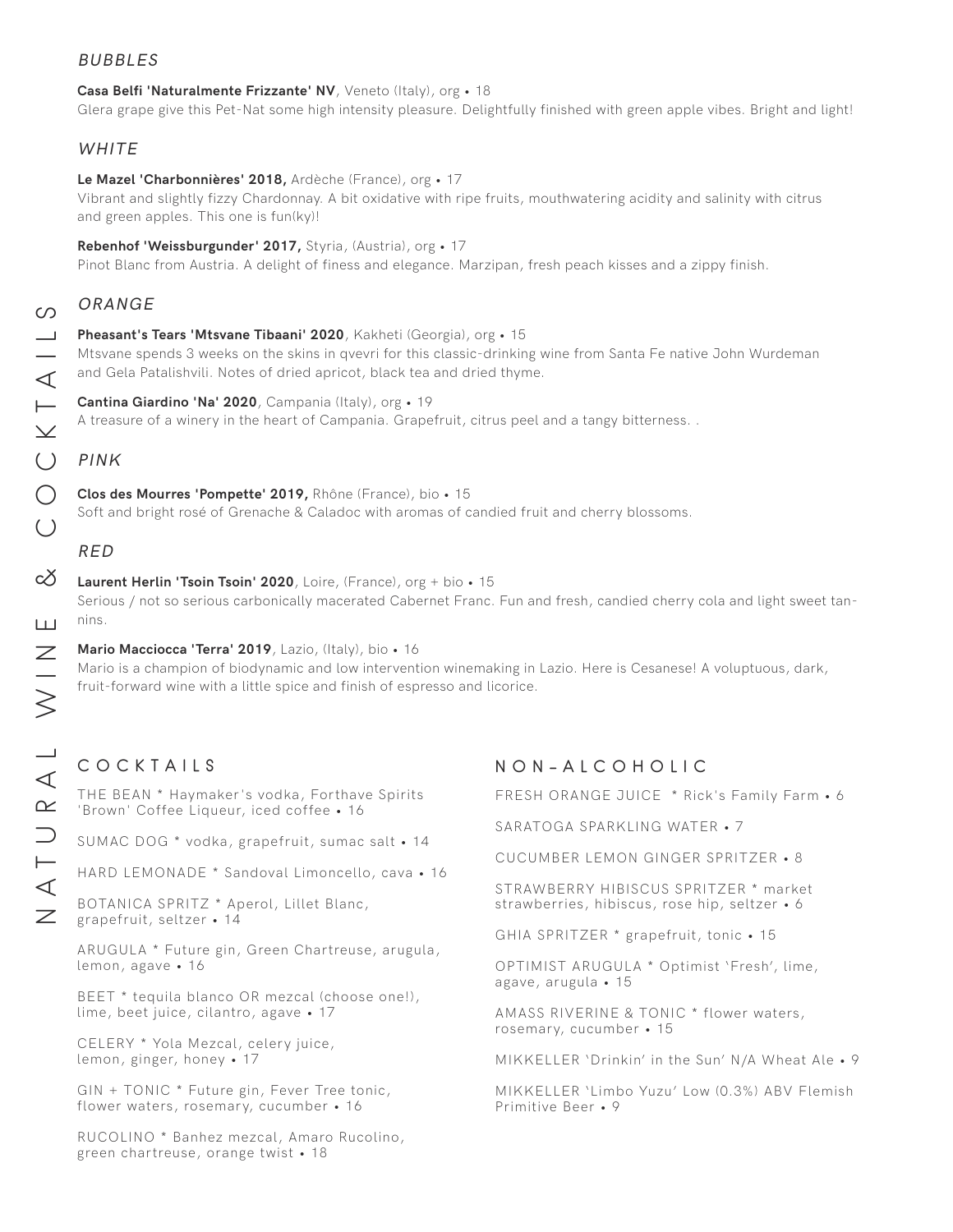# NATURAL WINE & COCKTAILS

## *BUBBLES*

**Casa Belfi 'Naturalmente Frizzante' NV**, Veneto (Italy), org • 18
Glera grape give this Pet-Nat some high intensity pleasure. Delightfully finished with green apple vibes. Bright and light!

## *WHITE*

**Le Mazel 'Charbonnières' 2018,** Ardèche (France), org • 17
Vibrant and slightly fizzy Chardonnay. A bit oxidative with ripe fruits, mouthwatering acidity and salinity with citrus and green apples. This one is fun(ky)!

**Rebenhof 'Weissburgunder' 2017,** Styria, (Austria), org • 17
Pinot Blanc from Austria. A delight of finess and elegance. Marzipan, fresh peach kisses and a zippy finish.

## *ORANGE*

**Pheasant's Tears 'Mtsvane Tibaani' 2020**, Kakheti (Georgia), org • 15
Mtsvane spends 3 weeks on the skins in qvevri for this classic-drinking wine from Santa Fe native John Wurdeman and Gela Patalishvili. Notes of dried apricot, black tea and dried thyme.

**Cantina Giardino 'Na' 2020**, Campania (Italy), org • 19
A treasure of a winery in the heart of Campania. Grapefruit, citrus peel and a tangy bitterness. .

## *PINK*

**Clos des Mourres 'Pompette' 2019,** Rhône (France), bio • 15
Soft and bright rosé of Grenache & Caladoc with aromas of candied fruit and cherry blossoms.

## *RED*

**Laurent Herlin 'Tsoin Tsoin' 2020**, Loire, (France), org + bio • 15
Serious / not so serious carbonically macerated Cabernet Franc. Fun and fresh, candied cherry cola and light sweet tannins.

**Mario Macciocca 'Terra' 2019**, Lazio, (Italy), bio • 16
Mario is a champion of biodynamic and low intervention winemaking in Lazio. Here is Cesanese! A voluptuous, dark, fruit-forward wine with a little spice and finish of espresso and licorice.

## COCKTAILS

THE BEAN * Haymaker's vodka, Forthave Spirits 'Brown' Coffee Liqueur, iced coffee • 16

SUMAC DOG * vodka, grapefruit, sumac salt • 14

HARD LEMONADE * Sandoval Limoncello, cava • 16

BOTANICA SPRITZ * Aperol, Lillet Blanc, grapefruit, seltzer • 14

ARUGULA * Future gin, Green Chartreuse, arugula, lemon, agave • 16

BEET * tequila blanco OR mezcal (choose one!), lime, beet juice, cilantro, agave • 17

CELERY * Yola Mezcal, celery juice, lemon, ginger, honey • 17

GIN + TONIC * Future gin, Fever Tree tonic, flower waters, rosemary, cucumber • 16

RUCOLINO * Banhez mezcal, Amaro Rucolino, green chartreuse, orange twist • 18

## NON-ALCOHOLIC

FRESH ORANGE JUICE * Rick's Family Farm • 6

SARATOGA SPARKLING WATER • 7

CUCUMBER LEMON GINGER SPRITZER • 8

STRAWBERRY HIBISCUS SPRITZER * market strawberries, hibiscus, rose hip, seltzer • 6

GHIA SPRITZER * grapefruit, tonic • 15

OPTIMIST ARUGULA * Optimist 'Fresh', lime, agave, arugula • 15

AMASS RIVERINE & TONIC * flower waters, rosemary, cucumber • 15

MIKKELLER 'Drinkin' in the Sun' N/A Wheat Ale • 9

MIKKELLER 'Limbo Yuzu' Low (0.3%) ABV Flemish Primitive Beer • 9